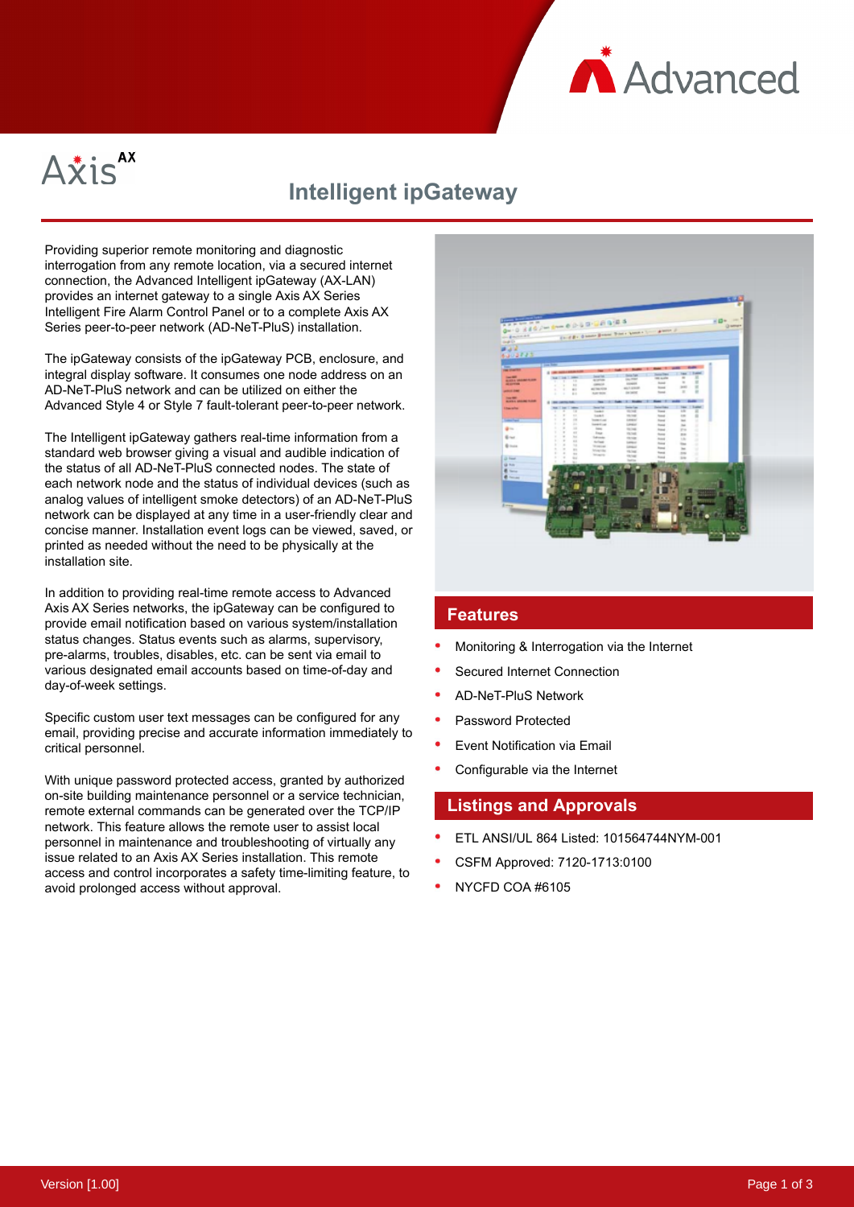Advanced

Axis AX

# Intelligent ipGateway

Providing superior remote monitoring and diagnostic interrogation from any remote location, via a secured internet connection, the Advanced Intelligent ipGateway (AX-LAN) provides an internet gateway to a single Axis AX Series Intelligent Fire Alarm Control Panel or to a complete Axis AX Series peer-to-peer network (AD-NeT-PluS) installation.

The ipGateway consists of the ipGateway PCB, enclosure, and integral display software. It consumes one node address on an AD-NeT-PluS network and can be utilized on either the Advanced Style 4 or Style 7 fault-tolerant peer-to-peer network.

The Intelligent ipGateway gathers real-time information from a standard web browser giving a visual and audible indication of the status of all AD-NeT-PluS connected nodes. The state of each network node and the status of individual devices (such as analog values of intelligent smoke detectors) of an AD-NeT-PluS network can be displayed at any time in a user-friendly clear and concise manner. Installation event logs can be viewed, saved, or printed as needed without the need to be physically at the installation site.

In addition to providing real-time remote access to Advanced Axis AX Series networks, the ipGateway can be configured to provide email notification based on various system/installation status changes. Status events such as alarms, supervisory, pre-alarms, troubles, disables, etc. can be sent via email to various designated email accounts based on time-of-day and day-of-week settings.

Specific custom user text messages can be configured for any email, providing precise and accurate information immediately to critical personnel.

With unique password protected access, granted by authorized on-site building maintenance personnel or a service technician, remote external commands can be generated over the TCP/IP network. This feature allows the remote user to assist local personnel in maintenance and troubleshooting of virtually any issue related to an Axis AX Series installation. This remote access and control incorporates a safety time-limiting feature, to avoid prolonged access without approval.

## Features

- Monitoring & Interrogation via the Internet
- Secured Internet Connection
- AD-NeT-PluS Network
- Password Protected
- Event Notification via Email
- Configurable via the Internet

## Listings and Approvals

- ETL ANSI/UL 864 Listed: 101564744NYM-001
- CSFM Approved: 7120-1713:0100
- NYCFD COA #6105

Version [1.00]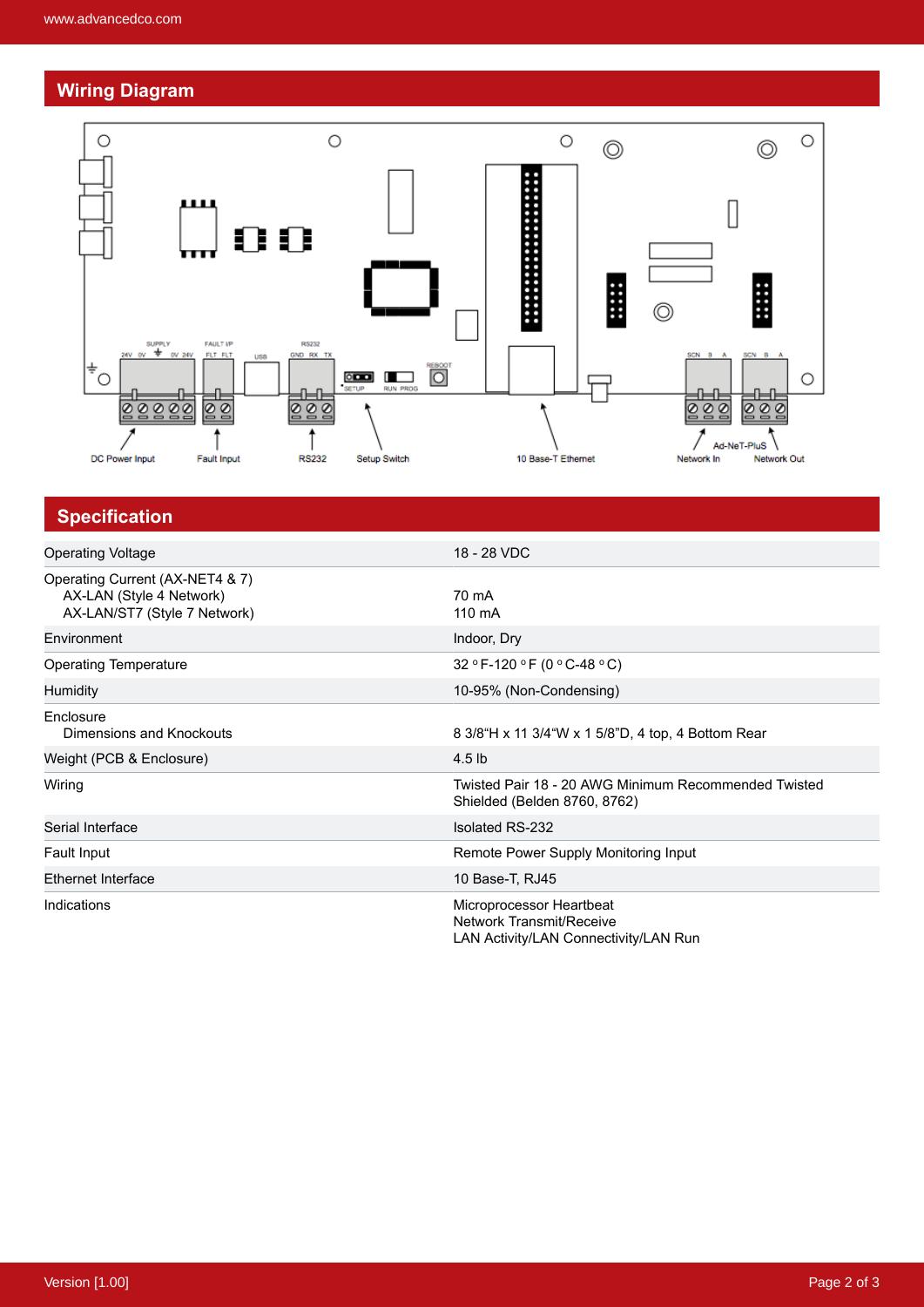## Wiring Diagram

SUPPLY
24V 0V ⏚ 0V 24V

FAULT I/P
FLT FLT

USB

RS232
GND RX TX

SETUP

RUN PROG

REBOOT

SCN B A

SCN B A

DC Power Input

Fault Input

RS232

Setup Switch

10 Base-T Ethernet

Ad-NeT-PluS

Network In

Network Out

## Specification

| | |
|---|---|
| Operating Voltage | 18 - 28 VDC |
| Operating Current (AX-NET4 & 7)<br>AX-LAN (Style 4 Network)<br>AX-LAN/ST7 (Style 7 Network) | <br>70 mA<br>110 mA |
| Environment | Indoor, Dry |
| Operating Temperature | 32 °F-120 °F (0 °C-48 °C) |
| Humidity | 10-95% (Non-Condensing) |
| Enclosure<br>Dimensions and Knockouts | <br>8 3/8"H x 11 3/4"W x 1 5/8"D, 4 top, 4 Bottom Rear |
| Weight (PCB & Enclosure) | 4.5 lb |
| Wiring | Twisted Pair 18 - 20 AWG Minimum Recommended Twisted Shielded (Belden 8760, 8762) |
| Serial Interface | Isolated RS-232 |
| Fault Input | Remote Power Supply Monitoring Input |
| Ethernet Interface | 10 Base-T, RJ45 |
| Indications | Microprocessor Heartbeat<br>Network Transmit/Receive<br>LAN Activity/LAN Connectivity/LAN Run |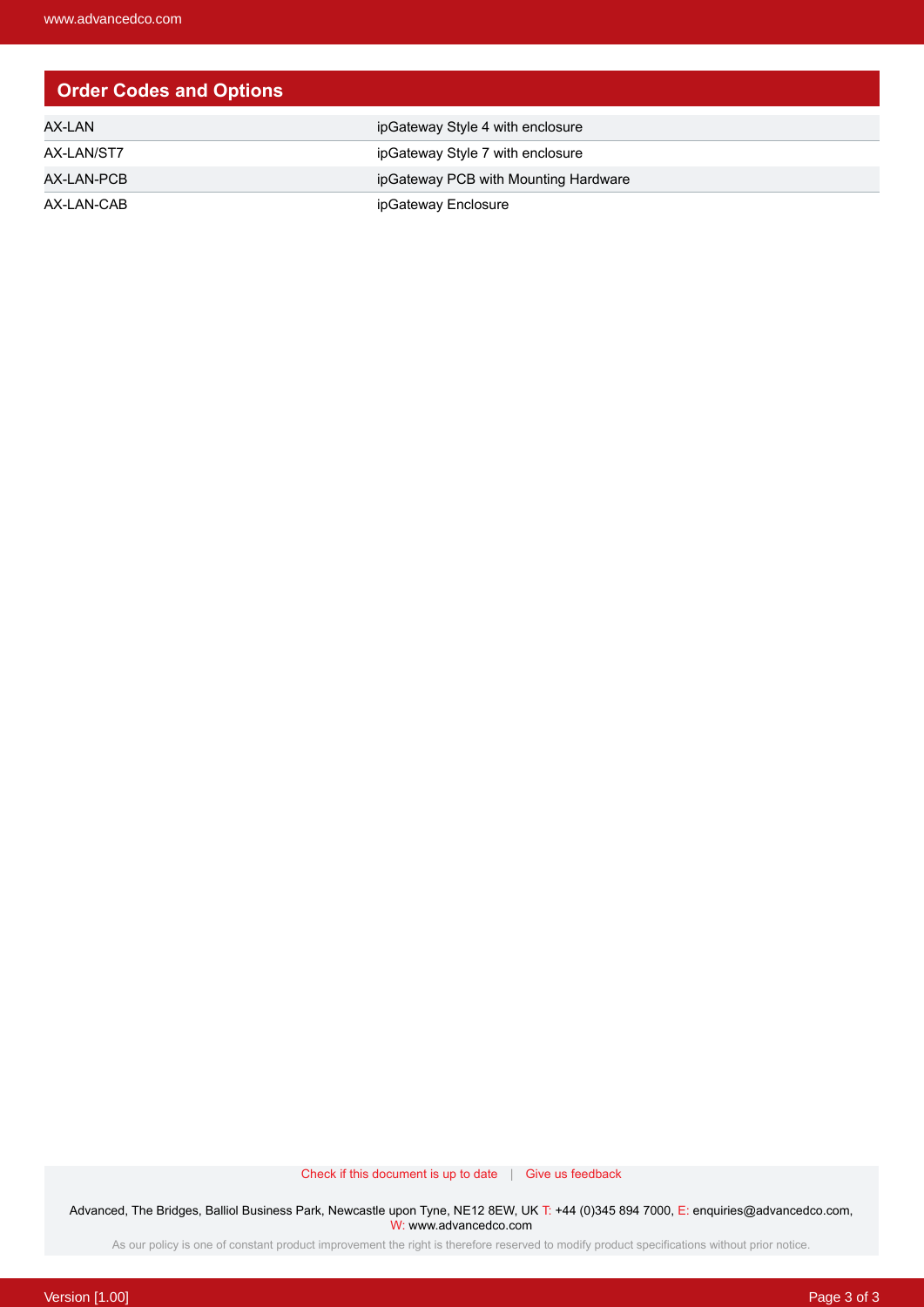## Order Codes and Options

| | |
|---|---|
| AX-LAN | ipGateway Style 4 with enclosure |
| AX-LAN/ST7 | ipGateway Style 7 with enclosure |
| AX-LAN-PCB | ipGateway PCB with Mounting Hardware |
| AX-LAN-CAB | ipGateway Enclosure |

Check if this document is up to date | Give us feedback

Advanced, The Bridges, Balliol Business Park, Newcastle upon Tyne, NE12 8EW, UK T: +44 (0)345 894 7000, E: enquiries@advancedco.com, W: www.advancedco.com

As our policy is one of constant product improvement the right is therefore reserved to modify product specifications without prior notice.

Version [1.00]